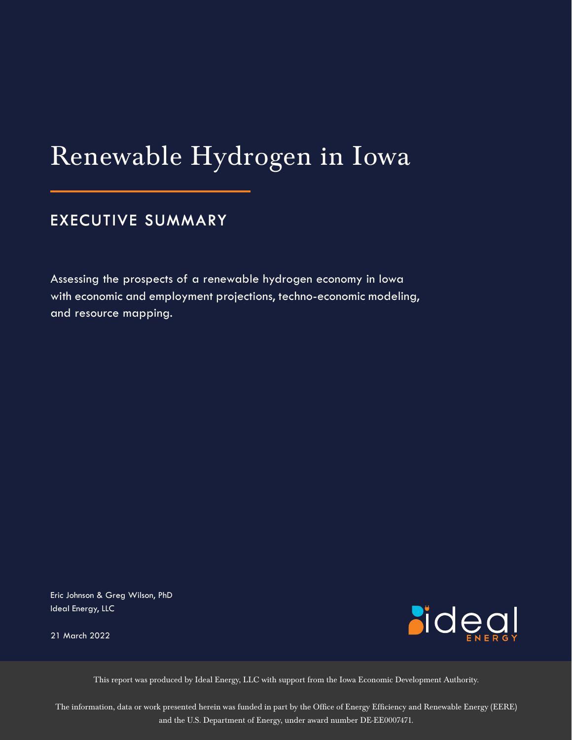# Renewable Hydrogen in Iowa

## EXECUTIVE SUMMARY

Assessing the prospects of a renewable hydrogen economy in Iowa with economic and employment projections, techno-economic modeling, and resource mapping.

Eric Johnson & Greg Wilson, PhD
Ideal Energy, LLC

21 March 2022

ideal ENERGY

This report was produced by Ideal Energy, LLC with support from the Iowa Economic Development Authority.

The information, data or work presented herein was funded in part by the Office of Energy Efficiency and Renewable Energy (EERE) and the U.S. Department of Energy, under award number DE-EE0007471.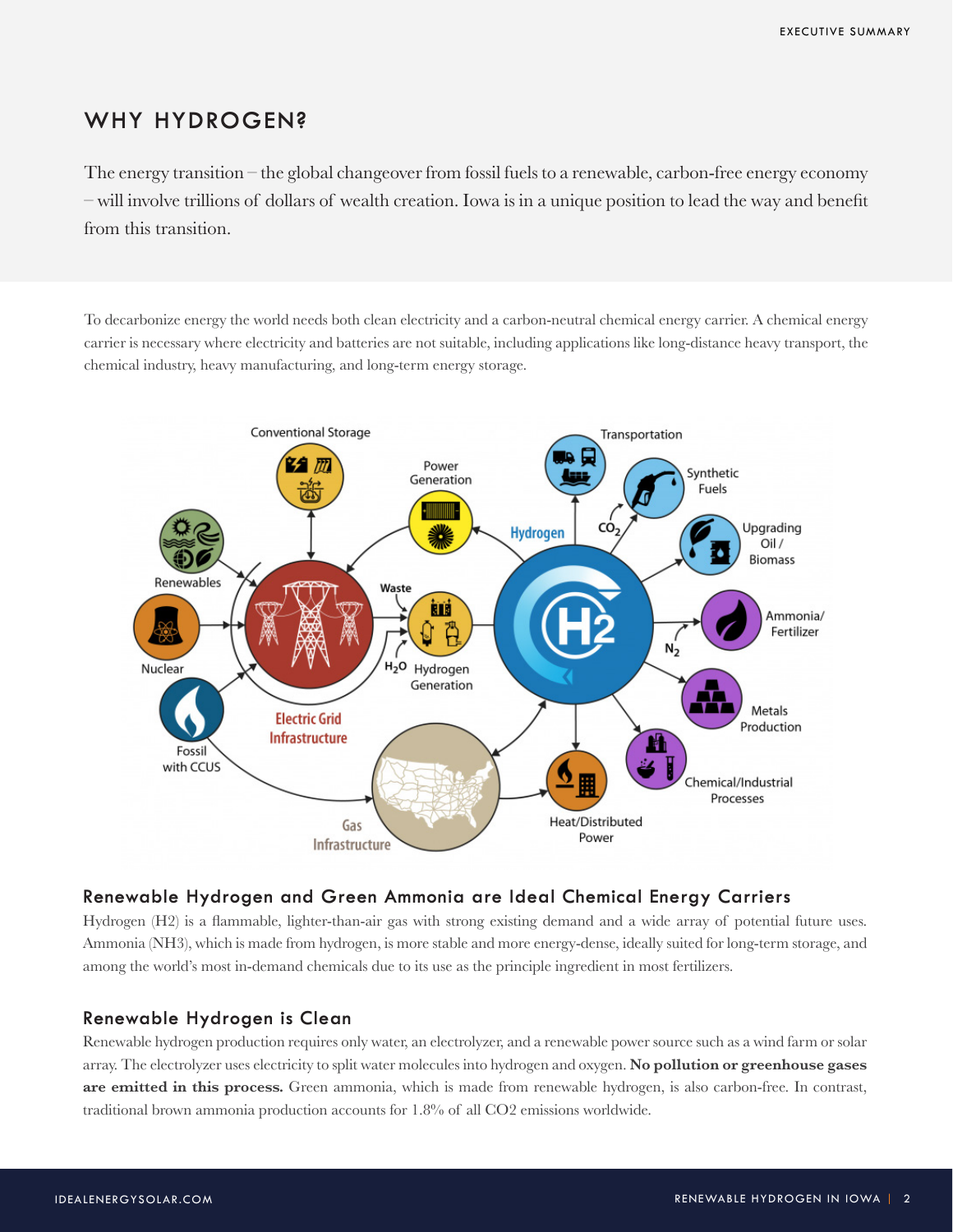## WHY HYDROGEN?

The energy transition – the global changeover from fossil fuels to a renewable, carbon-free energy economy – will involve trillions of dollars of wealth creation. Iowa is in a unique position to lead the way and benefit from this transition.

To decarbonize energy the world needs both clean electricity and a carbon-neutral chemical energy carrier. A chemical energy carrier is necessary where electricity and batteries are not suitable, including applications like long-distance heavy transport, the chemical industry, heavy manufacturing, and long-term energy storage.

### Renewable Hydrogen and Green Ammonia are Ideal Chemical Energy Carriers

Hydrogen (H2) is a flammable, lighter-than-air gas with strong existing demand and a wide array of potential future uses. Ammonia (NH3), which is made from hydrogen, is more stable and more energy-dense, ideally suited for long-term storage, and among the world's most in-demand chemicals due to its use as the principle ingredient in most fertilizers.

### Renewable Hydrogen is Clean

Renewable hydrogen production requires only water, an electrolyzer, and a renewable power source such as a wind farm or solar array. The electrolyzer uses electricity to split water molecules into hydrogen and oxygen. **No pollution or greenhouse gases are emitted in this process.** Green ammonia, which is made from renewable hydrogen, is also carbon-free. In contrast, traditional brown ammonia production accounts for 1.8% of all CO2 emissions worldwide.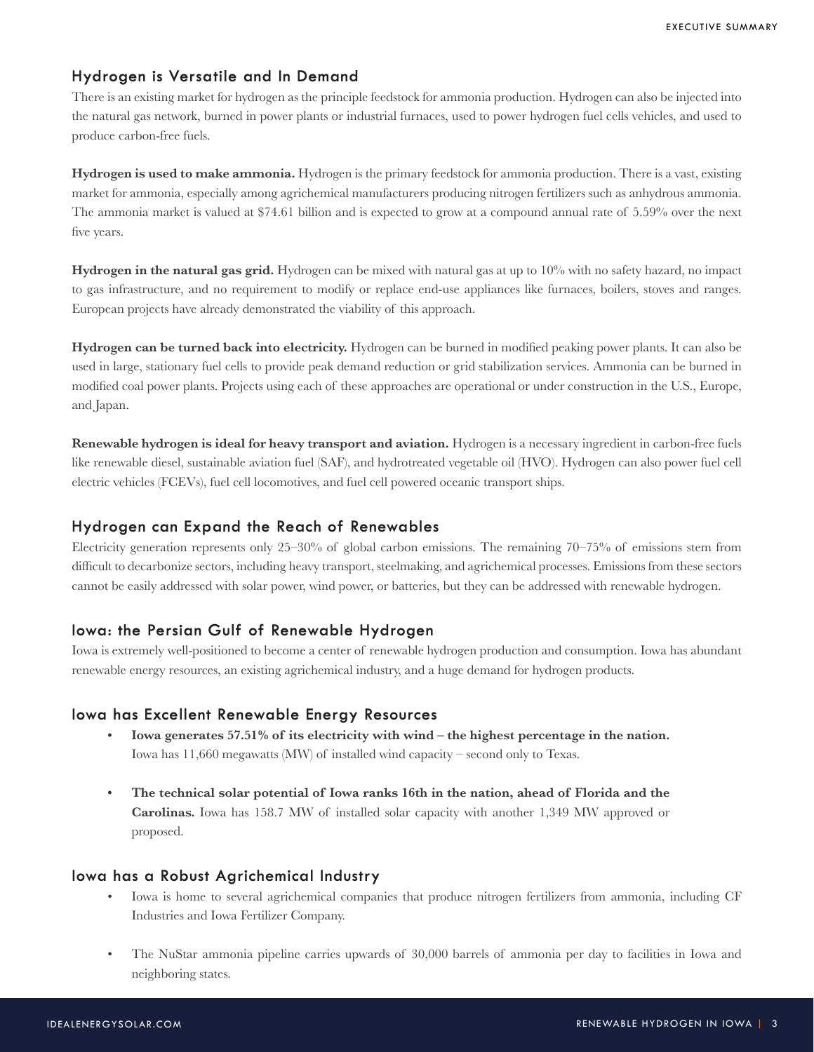## Hydrogen is Versatile and In Demand

There is an existing market for hydrogen as the principle feedstock for ammonia production. Hydrogen can also be injected into the natural gas network, burned in power plants or industrial furnaces, used to power hydrogen fuel cells vehicles, and used to produce carbon-free fuels.

**Hydrogen is used to make ammonia.** Hydrogen is the primary feedstock for ammonia production. There is a vast, existing market for ammonia, especially among agrichemical manufacturers producing nitrogen fertilizers such as anhydrous ammonia. The ammonia market is valued at $74.61 billion and is expected to grow at a compound annual rate of 5.59% over the next five years.

**Hydrogen in the natural gas grid.** Hydrogen can be mixed with natural gas at up to 10% with no safety hazard, no impact to gas infrastructure, and no requirement to modify or replace end-use appliances like furnaces, boilers, stoves and ranges. European projects have already demonstrated the viability of this approach.

**Hydrogen can be turned back into electricity.** Hydrogen can be burned in modified peaking power plants. It can also be used in large, stationary fuel cells to provide peak demand reduction or grid stabilization services. Ammonia can be burned in modified coal power plants. Projects using each of these approaches are operational or under construction in the U.S., Europe, and Japan.

**Renewable hydrogen is ideal for heavy transport and aviation.** Hydrogen is a necessary ingredient in carbon-free fuels like renewable diesel, sustainable aviation fuel (SAF), and hydrotreated vegetable oil (HVO). Hydrogen can also power fuel cell electric vehicles (FCEVs), fuel cell locomotives, and fuel cell powered oceanic transport ships.

## Hydrogen can Expand the Reach of Renewables

Electricity generation represents only 25–30% of global carbon emissions. The remaining 70–75% of emissions stem from difficult to decarbonize sectors, including heavy transport, steelmaking, and agrichemical processes. Emissions from these sectors cannot be easily addressed with solar power, wind power, or batteries, but they can be addressed with renewable hydrogen.

## Iowa: the Persian Gulf of Renewable Hydrogen

Iowa is extremely well-positioned to become a center of renewable hydrogen production and consumption. Iowa has abundant renewable energy resources, an existing agrichemical industry, and a huge demand for hydrogen products.

## Iowa has Excellent Renewable Energy Resources

- **Iowa generates 57.51% of its electricity with wind – the highest percentage in the nation.** Iowa has 11,660 megawatts (MW) of installed wind capacity – second only to Texas.
- **The technical solar potential of Iowa ranks 16th in the nation, ahead of Florida and the Carolinas.** Iowa has 158.7 MW of installed solar capacity with another 1,349 MW approved or proposed.

## Iowa has a Robust Agrichemical Industry

- Iowa is home to several agrichemical companies that produce nitrogen fertilizers from ammonia, including CF Industries and Iowa Fertilizer Company.
- The NuStar ammonia pipeline carries upwards of 30,000 barrels of ammonia per day to facilities in Iowa and neighboring states.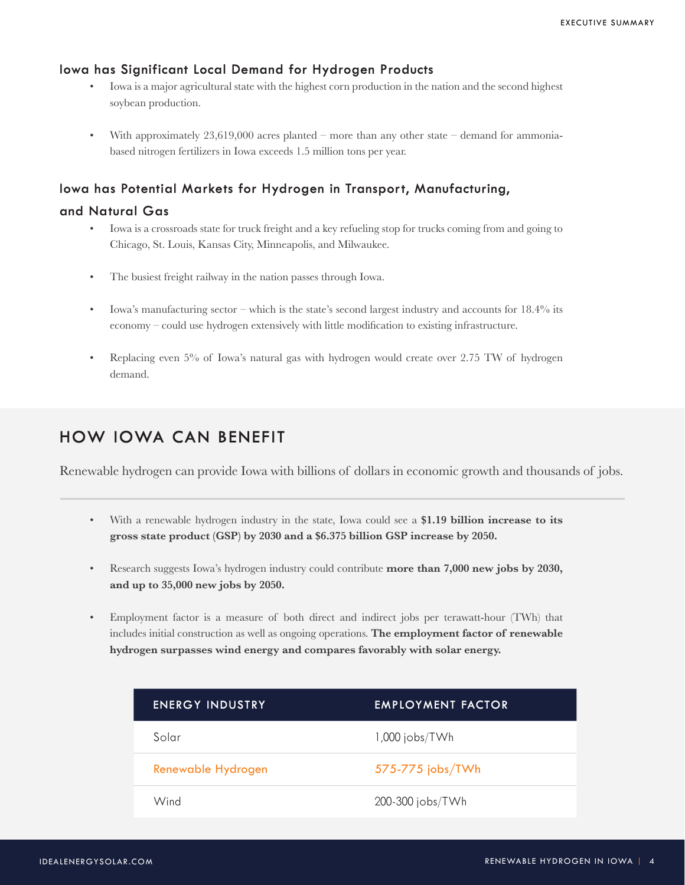### Iowa has Significant Local Demand for Hydrogen Products

- Iowa is a major agricultural state with the highest corn production in the nation and the second highest soybean production.
- With approximately 23,619,000 acres planted – more than any other state – demand for ammonia-based nitrogen fertilizers in Iowa exceeds 1.5 million tons per year.

### Iowa has Potential Markets for Hydrogen in Transport, Manufacturing, and Natural Gas

- Iowa is a crossroads state for truck freight and a key refueling stop for trucks coming from and going to Chicago, St. Louis, Kansas City, Minneapolis, and Milwaukee.
- The busiest freight railway in the nation passes through Iowa.
- Iowa's manufacturing sector – which is the state's second largest industry and accounts for 18.4% its economy – could use hydrogen extensively with little modification to existing infrastructure.
- Replacing even 5% of Iowa's natural gas with hydrogen would create over 2.75 TW of hydrogen demand.

## HOW IOWA CAN BENEFIT

Renewable hydrogen can provide Iowa with billions of dollars in economic growth and thousands of jobs.

- With a renewable hydrogen industry in the state, Iowa could see a **$1.19 billion increase to its gross state product (GSP) by 2030 and a $6.375 billion GSP increase by 2050.**
- Research suggests Iowa's hydrogen industry could contribute **more than 7,000 new jobs by 2030, and up to 35,000 new jobs by 2050.**
- Employment factor is a measure of both direct and indirect jobs per terawatt-hour (TWh) that includes initial construction as well as ongoing operations. **The employment factor of renewable hydrogen surpasses wind energy and compares favorably with solar energy.**

| ENERGY INDUSTRY | EMPLOYMENT FACTOR |
| --- | --- |
| Solar | 1,000 jobs/TWh |
| Renewable Hydrogen | 575-775 jobs/TWh |
| Wind | 200-300 jobs/TWh |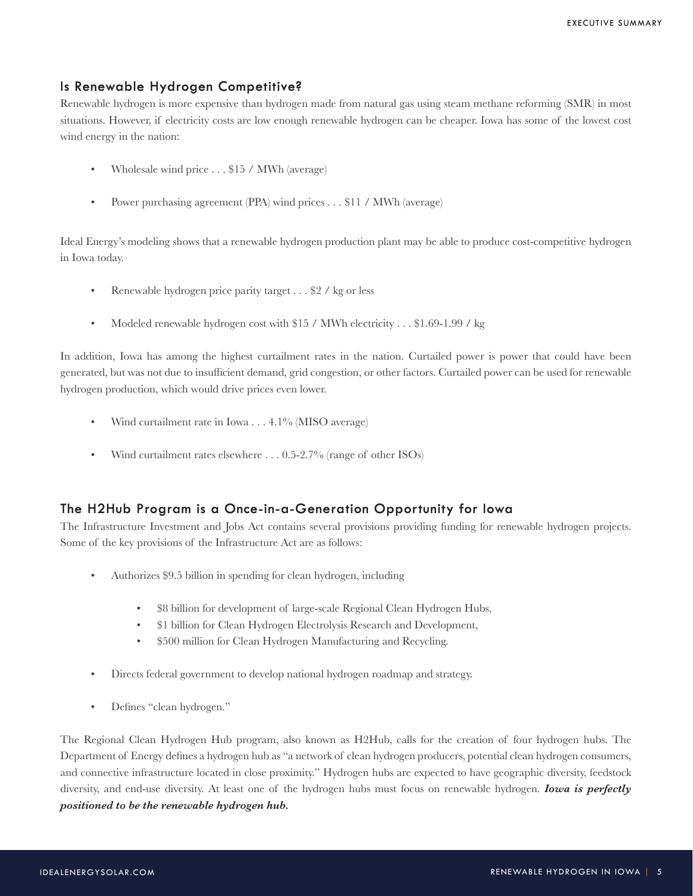## Is Renewable Hydrogen Competitive?

Renewable hydrogen is more expensive than hydrogen made from natural gas using steam methane reforming (SMR) in most situations. However, if electricity costs are low enough renewable hydrogen can be cheaper. Iowa has some of the lowest cost wind energy in the nation:

- Wholesale wind price . . . $15 / MWh (average)
- Power purchasing agreement (PPA) wind prices . . . $11 / MWh (average)

Ideal Energy's modeling shows that a renewable hydrogen production plant may be able to produce cost-competitive hydrogen in Iowa today.

- Renewable hydrogen price parity target . . . $2 / kg or less
- Modeled renewable hydrogen cost with $15 / MWh electricity . . . $1.69-1.99 / kg

In addition, Iowa has among the highest curtailment rates in the nation. Curtailed power is power that could have been generated, but was not due to insufficient demand, grid congestion, or other factors. Curtailed power can be used for renewable hydrogen production, which would drive prices even lower.

- Wind curtailment rate in Iowa . . . 4.1% (MISO average)
- Wind curtailment rates elsewhere . . . 0.5-2.7% (range of other ISOs)

## The H2Hub Program is a Once-in-a-Generation Opportunity for Iowa

The Infrastructure Investment and Jobs Act contains several provisions providing funding for renewable hydrogen projects. Some of the key provisions of the Infrastructure Act are as follows:

- Authorizes $9.5 billion in spending for clean hydrogen, including
  - $8 billion for development of large-scale Regional Clean Hydrogen Hubs,
  - $1 billion for Clean Hydrogen Electrolysis Research and Development,
  - $500 million for Clean Hydrogen Manufacturing and Recycling.
- Directs federal government to develop national hydrogen roadmap and strategy.
- Defines "clean hydrogen."

The Regional Clean Hydrogen Hub program, also known as H2Hub, calls for the creation of four hydrogen hubs. The Department of Energy defines a hydrogen hub as "a network of clean hydrogen producers, potential clean hydrogen consumers, and connective infrastructure located in close proximity." Hydrogen hubs are expected to have geographic diversity, feedstock diversity, and end-use diversity. At least one of the hydrogen hubs must focus on renewable hydrogen. ***Iowa is perfectly positioned to be the renewable hydrogen hub.***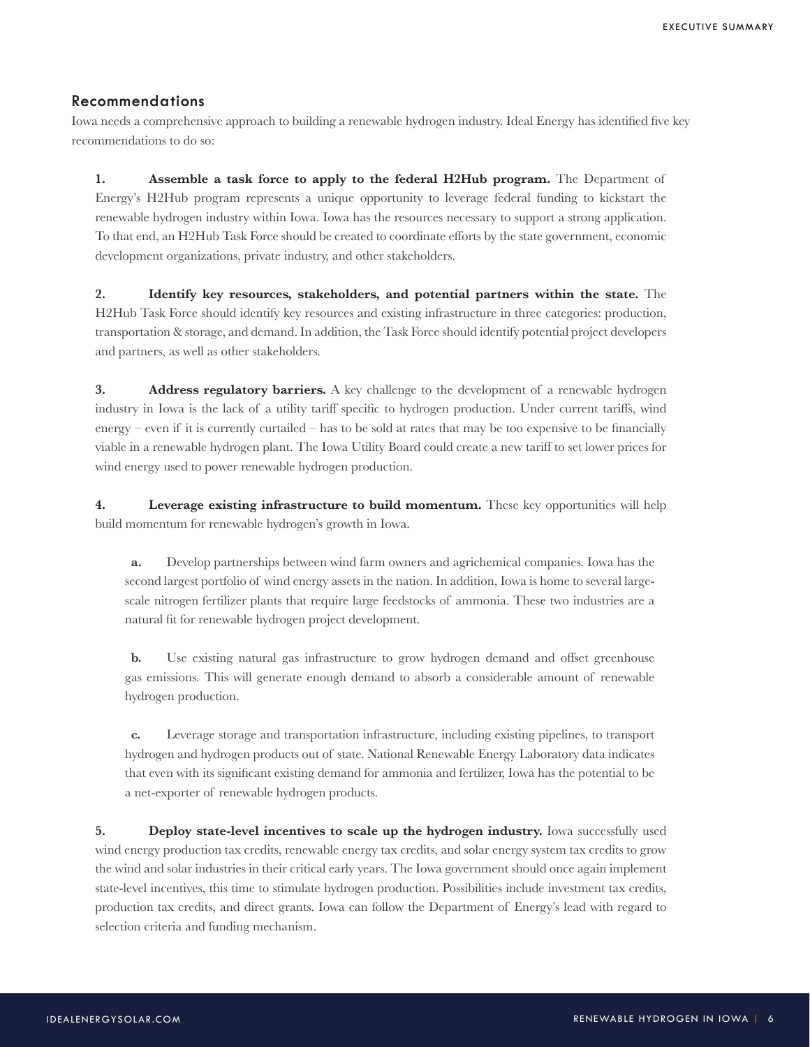## Recommendations

Iowa needs a comprehensive approach to building a renewable hydrogen industry. Ideal Energy has identified five key recommendations to do so:

**1. Assemble a task force to apply to the federal H2Hub program.** The Department of Energy's H2Hub program represents a unique opportunity to leverage federal funding to kickstart the renewable hydrogen industry within Iowa. Iowa has the resources necessary to support a strong application. To that end, an H2Hub Task Force should be created to coordinate efforts by the state government, economic development organizations, private industry, and other stakeholders.

**2. Identify key resources, stakeholders, and potential partners within the state.** The H2Hub Task Force should identify key resources and existing infrastructure in three categories: production, transportation & storage, and demand. In addition, the Task Force should identify potential project developers and partners, as well as other stakeholders.

**3. Address regulatory barriers.** A key challenge to the development of a renewable hydrogen industry in Iowa is the lack of a utility tariff specific to hydrogen production. Under current tariffs, wind energy – even if it is currently curtailed – has to be sold at rates that may be too expensive to be financially viable in a renewable hydrogen plant. The Iowa Utility Board could create a new tariff to set lower prices for wind energy used to power renewable hydrogen production.

**4. Leverage existing infrastructure to build momentum.** These key opportunities will help build momentum for renewable hydrogen's growth in Iowa.

**a.** Develop partnerships between wind farm owners and agrichemical companies. Iowa has the second largest portfolio of wind energy assets in the nation. In addition, Iowa is home to several large-scale nitrogen fertilizer plants that require large feedstocks of ammonia. These two industries are a natural fit for renewable hydrogen project development.

**b.** Use existing natural gas infrastructure to grow hydrogen demand and offset greenhouse gas emissions. This will generate enough demand to absorb a considerable amount of renewable hydrogen production.

**c.** Leverage storage and transportation infrastructure, including existing pipelines, to transport hydrogen and hydrogen products out of state. National Renewable Energy Laboratory data indicates that even with its significant existing demand for ammonia and fertilizer, Iowa has the potential to be a net-exporter of renewable hydrogen products.

**5. Deploy state-level incentives to scale up the hydrogen industry.** Iowa successfully used wind energy production tax credits, renewable energy tax credits, and solar energy system tax credits to grow the wind and solar industries in their critical early years. The Iowa government should once again implement state-level incentives, this time to stimulate hydrogen production. Possibilities include investment tax credits, production tax credits, and direct grants. Iowa can follow the Department of Energy's lead with regard to selection criteria and funding mechanism.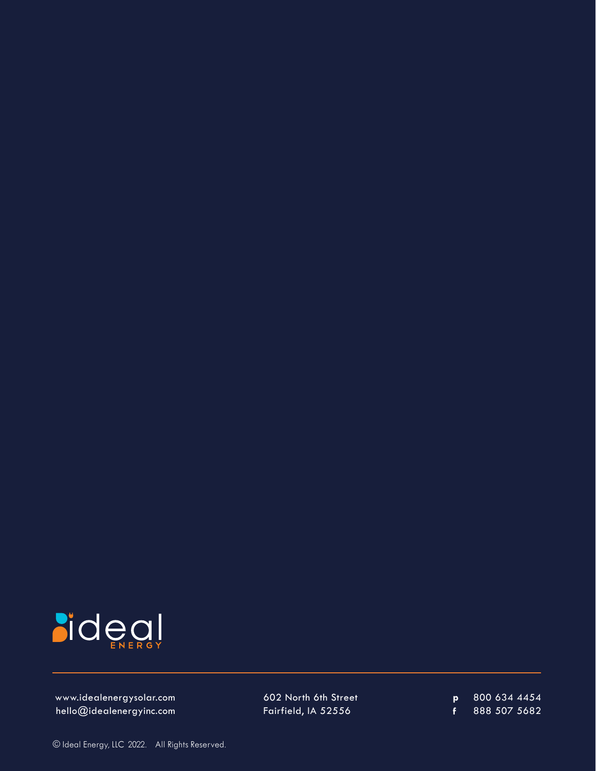ideal ENERGY

www.idealenergysolar.com
hello@idealenergyinc.com

602 North 6th Street
Fairfield, IA 52556

**p** 800 634 4454
**f** 888 507 5682

© Ideal Energy, LLC 2022. All Rights Reserved.